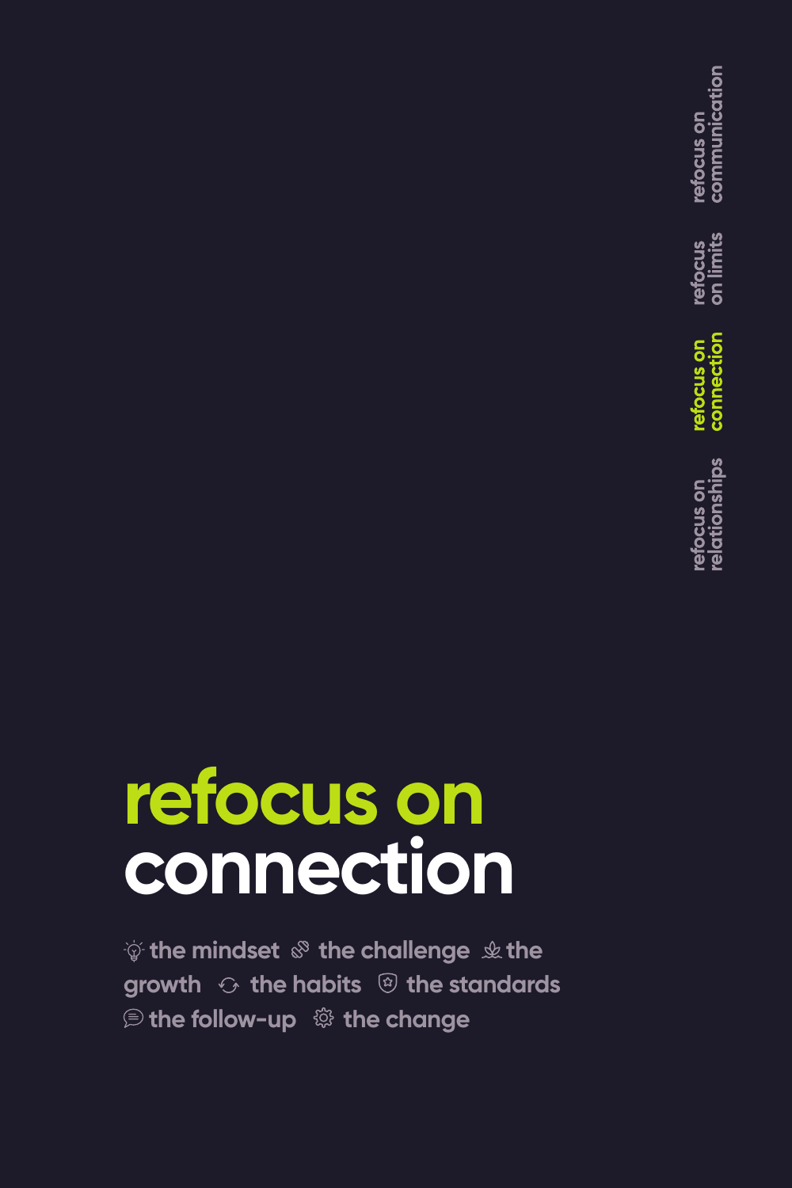refocus on communication

refocus on limits

refocus on connection

refocus on relationships

# refocus on connection

the mindset · the challenge · the growth · the habits · the standards · the follow-up · the change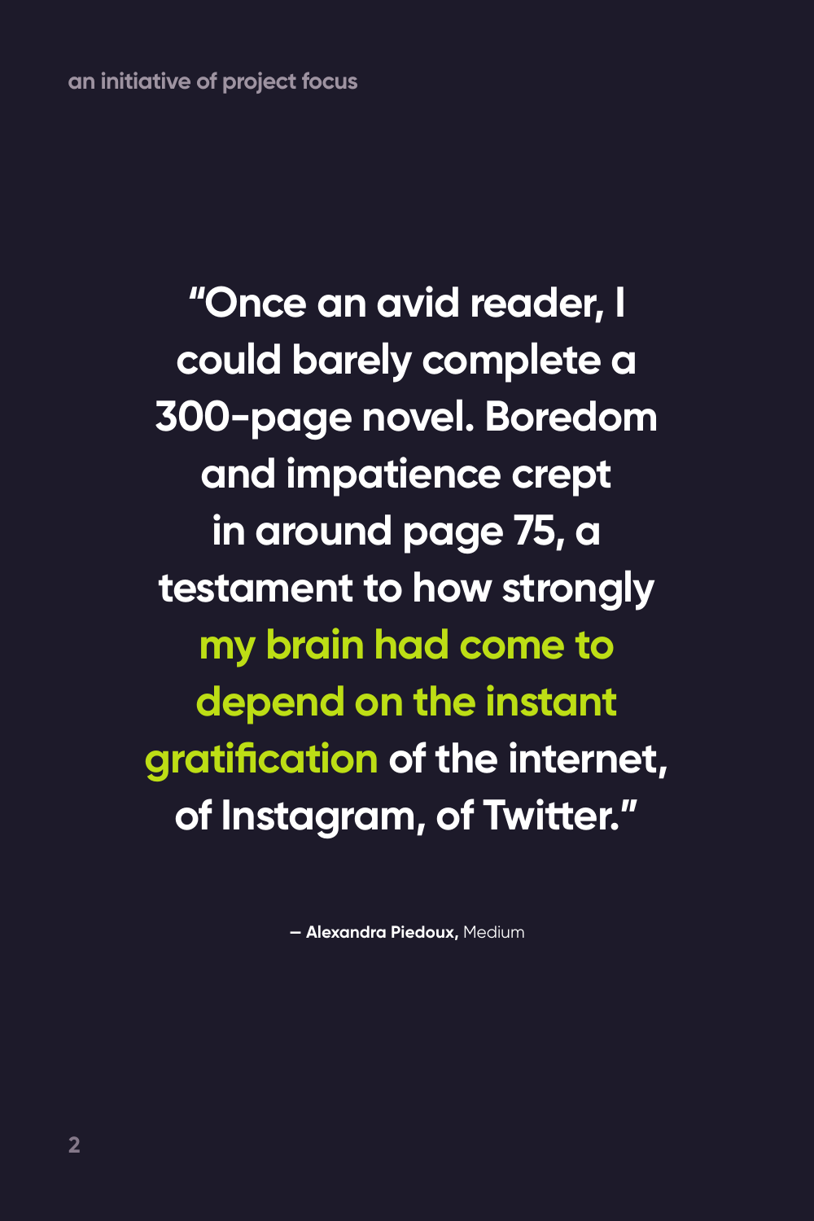an initiative of project focus

**“Once an avid reader, I could barely complete a 300-page novel. Boredom and impatience crept in around page 75, a testament to how strongly my brain had come to depend on the instant gratification of the internet, of Instagram, of Twitter.”**

— **Alexandra Piedoux,** Medium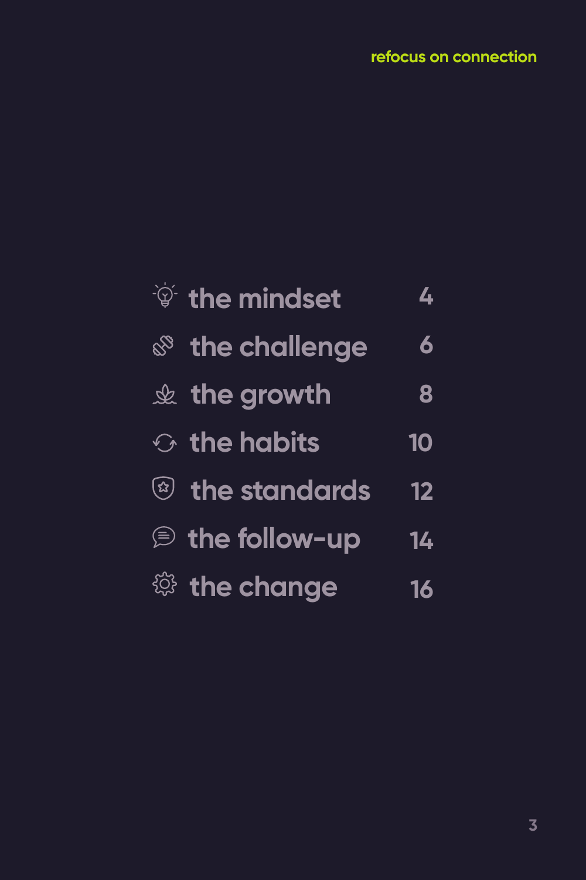| | |
|---|---|
| the mindset | 4 |
| the challenge | 6 |
| the growth | 8 |
| the habits | 10 |
| the standards | 12 |
| the follow-up | 14 |
| the change | 16 |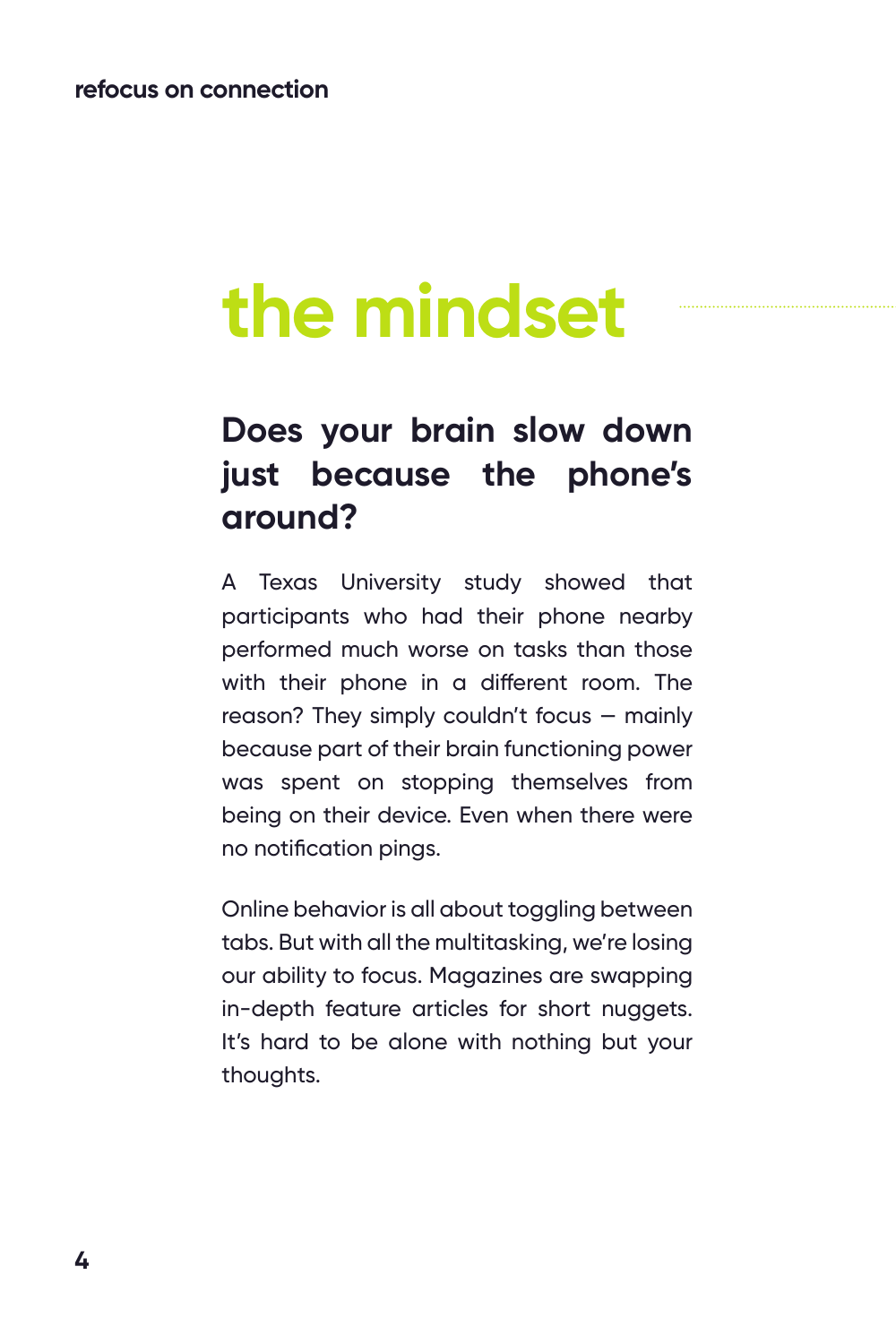# the mindset

## Does your brain slow down just because the phone's around?

A Texas University study showed that participants who had their phone nearby performed much worse on tasks than those with their phone in a different room. The reason? They simply couldn't focus – mainly because part of their brain functioning power was spent on stopping themselves from being on their device. Even when there were no notification pings.

Online behavior is all about toggling between tabs. But with all the multitasking, we're losing our ability to focus. Magazines are swapping in-depth feature articles for short nuggets. It's hard to be alone with nothing but your thoughts.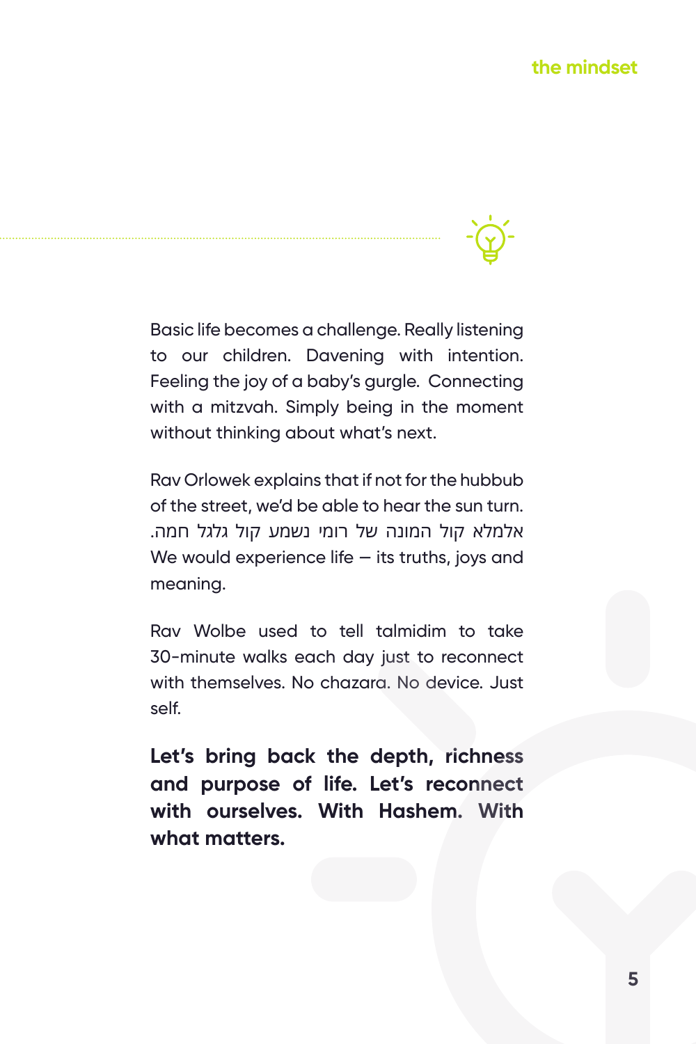Basic life becomes a challenge. Really listening to our children. Davening with intention. Feeling the joy of a baby's gurgle. Connecting with a mitzvah. Simply being in the moment without thinking about what's next.

Rav Orlowek explains that if not for the hubbub of the street, we'd be able to hear the sun turn. אלמלא קול המונה של רומי נשמע קול גלגל חמה. We would experience life – its truths, joys and meaning.

Rav Wolbe used to tell talmidim to take 30-minute walks each day just to reconnect with themselves. No chazara. No device. Just self.

**Let's bring back the depth, richness and purpose of life. Let's reconnect with ourselves. With Hashem. With what matters.**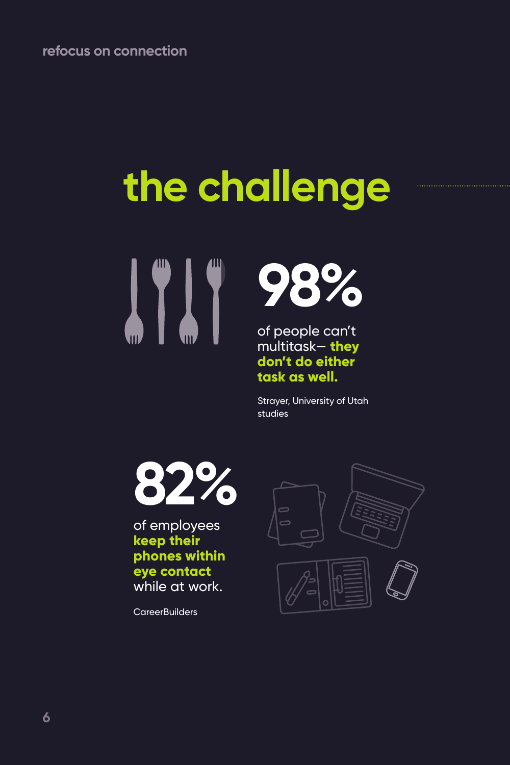# the challenge

**98%**

of people can't multitask— **they don't do either task as well.**

Strayer, University of Utah studies

**82%**

of employees **keep their phones within eye contact** while at work.

CareerBuilders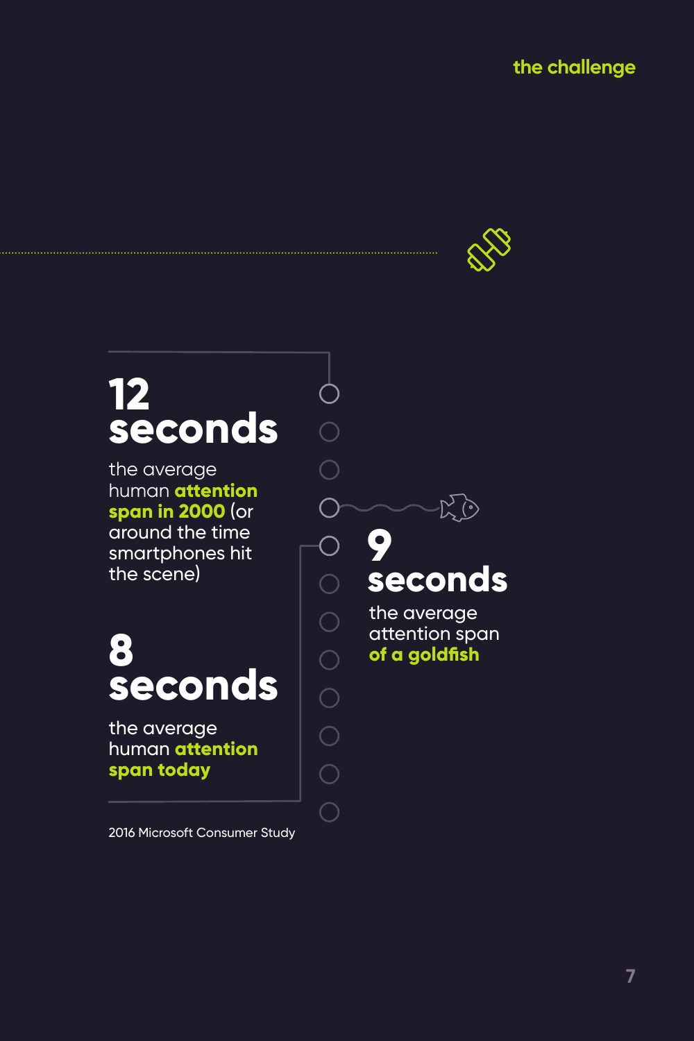the challenge

## 12 seconds

the average human **attention span in 2000** (or around the time smartphones hit the scene)

## 9 seconds

the average attention span **of a goldfish**

## 8 seconds

the average human **attention span today**

2016 Microsoft Consumer Study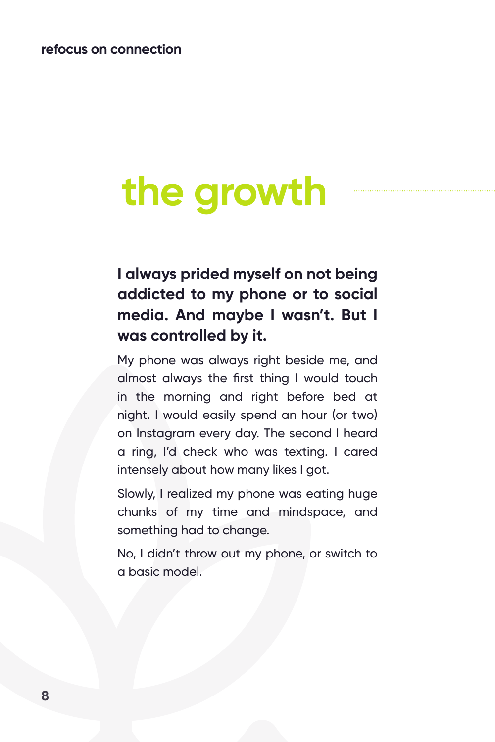# the growth

**I always prided myself on not being addicted to my phone or to social media. And maybe I wasn't. But I was controlled by it.**

My phone was always right beside me, and almost always the first thing I would touch in the morning and right before bed at night. I would easily spend an hour (or two) on Instagram every day. The second I heard a ring, I'd check who was texting. I cared intensely about how many likes I got.

Slowly, I realized my phone was eating huge chunks of my time and mindspace, and something had to change.

No, I didn't throw out my phone, or switch to a basic model.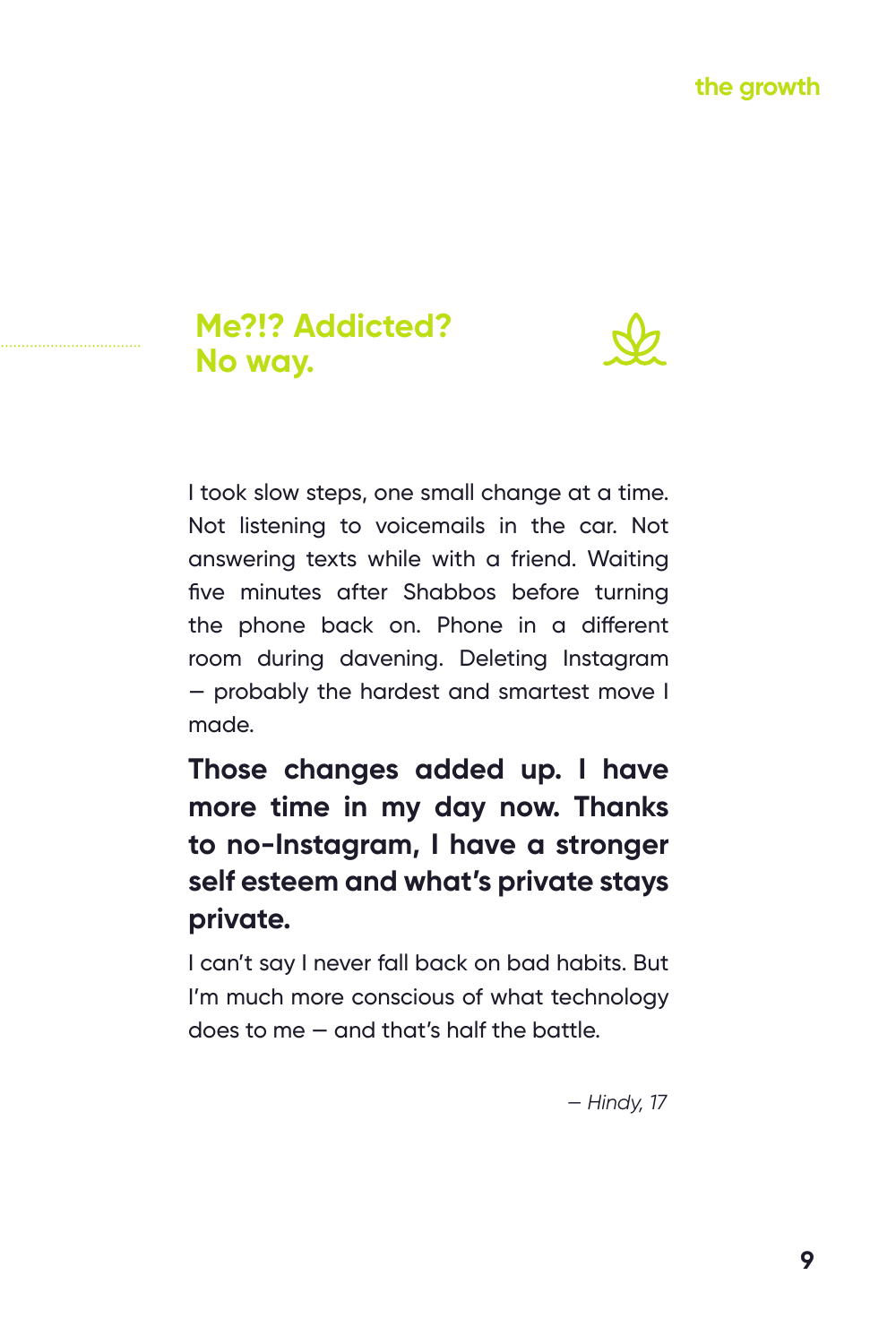## Me?!? Addicted? No way.

I took slow steps, one small change at a time. Not listening to voicemails in the car. Not answering texts while with a friend. Waiting five minutes after Shabbos before turning the phone back on. Phone in a different room during davening. Deleting Instagram – probably the hardest and smartest move I made.

**Those changes added up. I have more time in my day now. Thanks to no-Instagram, I have a stronger self esteem and what's private stays private.**

I can't say I never fall back on bad habits. But I'm much more conscious of what technology does to me – and that's half the battle.

*– Hindy, 17*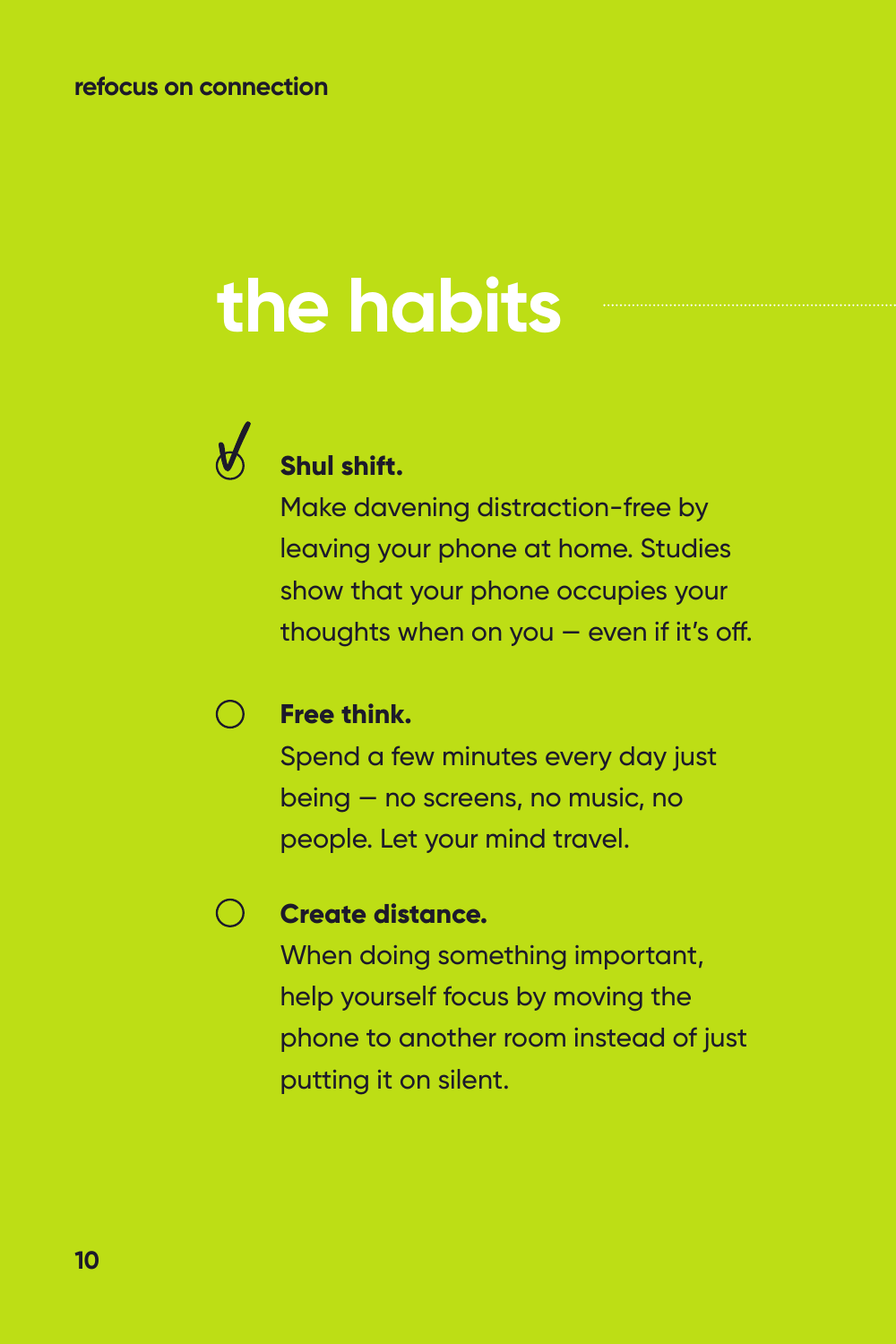# the habits

- [x] **Shul shift.**
  Make davening distraction-free by leaving your phone at home. Studies show that your phone occupies your thoughts when on you — even if it's off.

- [ ] **Free think.**
  Spend a few minutes every day just being — no screens, no music, no people. Let your mind travel.

- [ ] **Create distance.**
  When doing something important, help yourself focus by moving the phone to another room instead of just putting it on silent.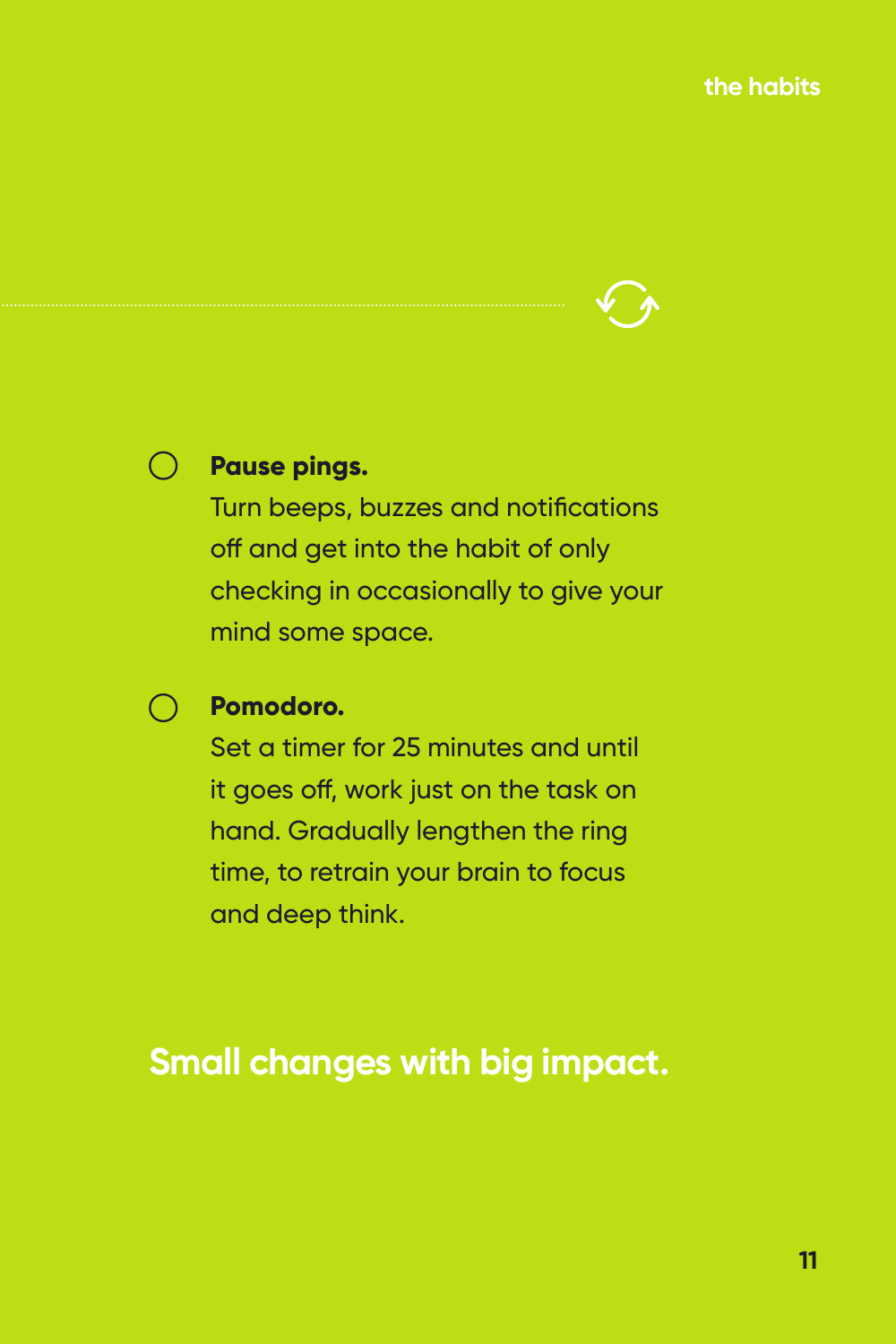- [ ] **Pause pings.**
  Turn beeps, buzzes and notifications off and get into the habit of only checking in occasionally to give your mind some space.

- [ ] **Pomodoro.**
  Set a timer for 25 minutes and until it goes off, work just on the task on hand. Gradually lengthen the ring time, to retrain your brain to focus and deep think.

**Small changes with big impact.**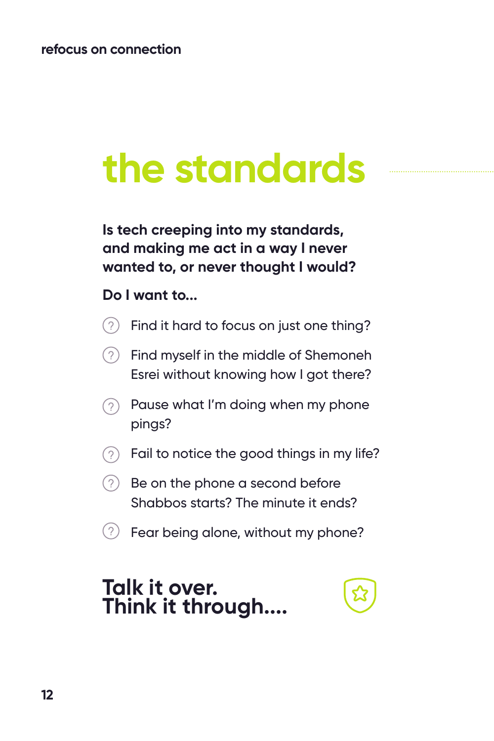# the standards

**Is tech creeping into my standards, and making me act in a way I never wanted to, or never thought I would?**

**Do I want to...**

- Find it hard to focus on just one thing?
- Find myself in the middle of Shemoneh Esrei without knowing how I got there?
- Pause what I'm doing when my phone pings?
- Fail to notice the good things in my life?
- Be on the phone a second before Shabbos starts? The minute it ends?
- Fear being alone, without my phone?

## Talk it over.
## Think it through....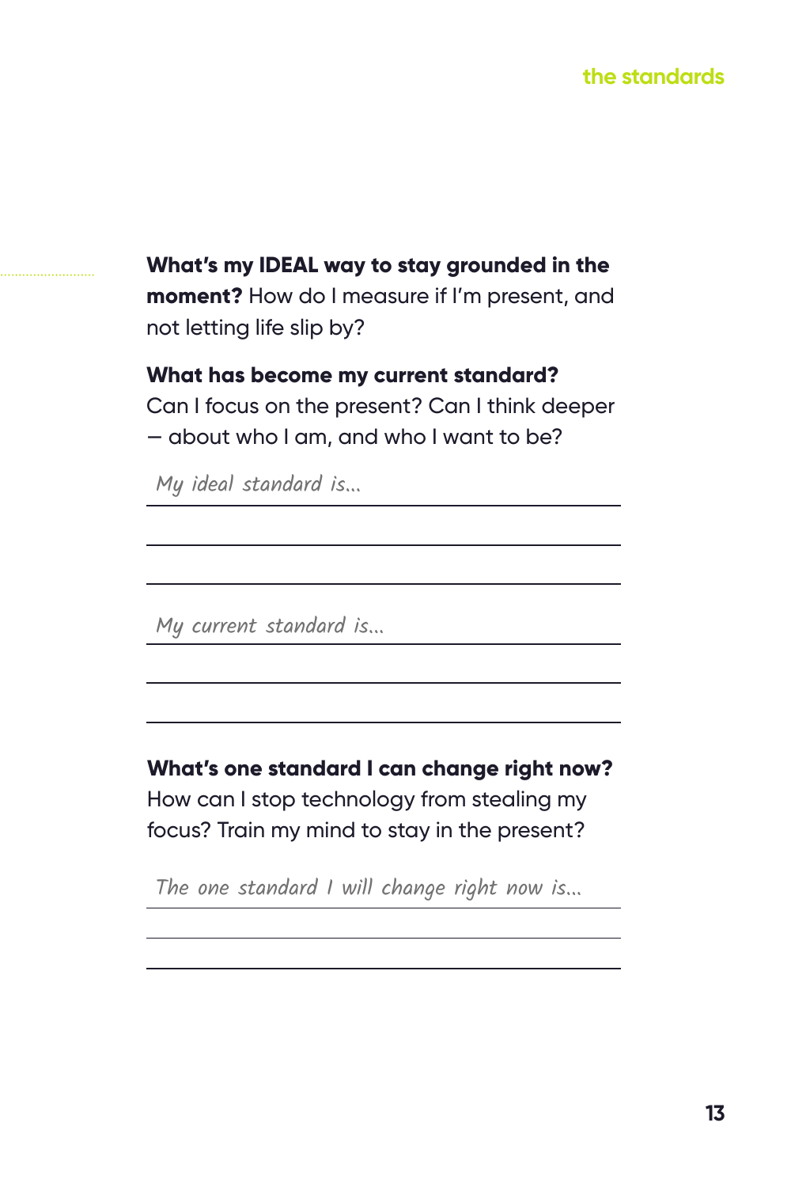**What's my IDEAL way to stay grounded in the moment?** How do I measure if I'm present, and not letting life slip by?

**What has become my current standard?** Can I focus on the present? Can I think deeper – about who I am, and who I want to be?

*My ideal standard is...*

___

___

___

*My current standard is...*

___

___

___

**What's one standard I can change right now?** How can I stop technology from stealing my focus? Train my mind to stay in the present?

*The one standard I will change right now is...*

___

___

___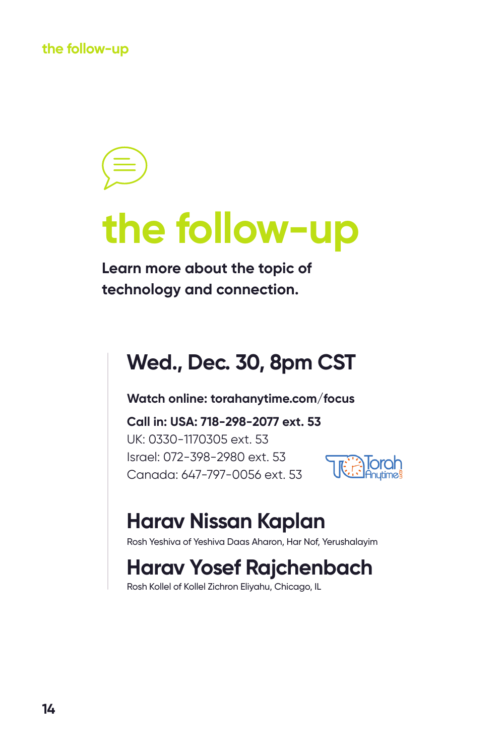# the follow-up

**Learn more about the topic of technology and connection.**

## Wed., Dec. 30, 8pm CST

**Watch online: torahanytime.com/focus**

**Call in: USA: 718-298-2077 ext. 53**
UK: 0330-1170305 ext. 53
Israel: 072-398-2980 ext. 53
Canada: 647-797-0056 ext. 53

## Harav Nissan Kaplan

Rosh Yeshiva of Yeshiva Daas Aharon, Har Nof, Yerushalayim

## Harav Yosef Rajchenbach

Rosh Kollel of Kollel Zichron Eliyahu, Chicago, IL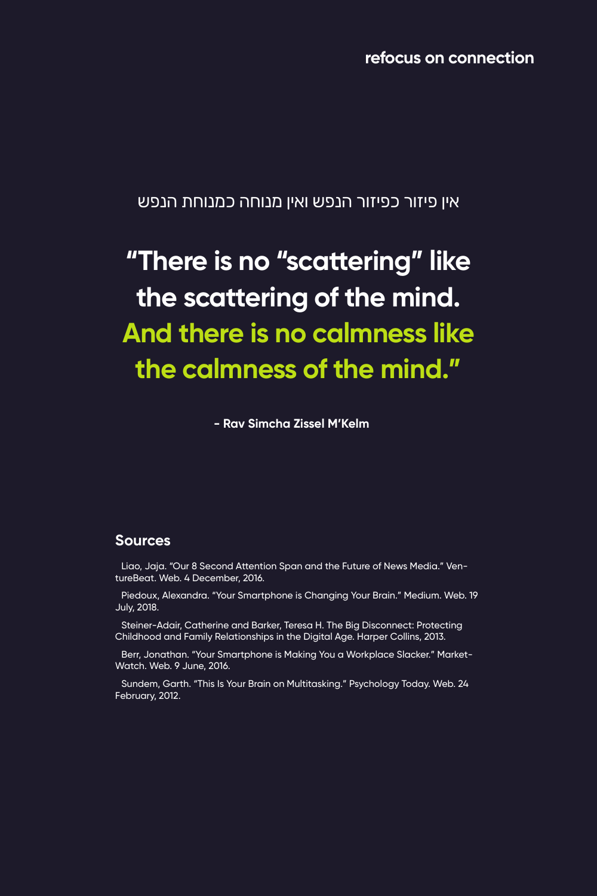refocus on connection

אין פיזור כפיזור הנפש ואין מנוחה כמנוחת הנפש

**"There is no "scattering" like the scattering of the mind. And there is no calmness like the calmness of the mind."**

**- Rav Simcha Zissel M'Kelm**

## Sources

Liao, Jaja. "Our 8 Second Attention Span and the Future of News Media." VentureBeat. Web. 4 December, 2016.

Piedoux, Alexandra. "Your Smartphone is Changing Your Brain." Medium. Web. 19 July, 2018.

Steiner-Adair, Catherine and Barker, Teresa H. The Big Disconnect: Protecting Childhood and Family Relationships in the Digital Age. Harper Collins, 2013.

Berr, Jonathan. "Your Smartphone is Making You a Workplace Slacker." MarketWatch. Web. 9 June, 2016.

Sundem, Garth. "This Is Your Brain on Multitasking." Psychology Today. Web. 24 February, 2012.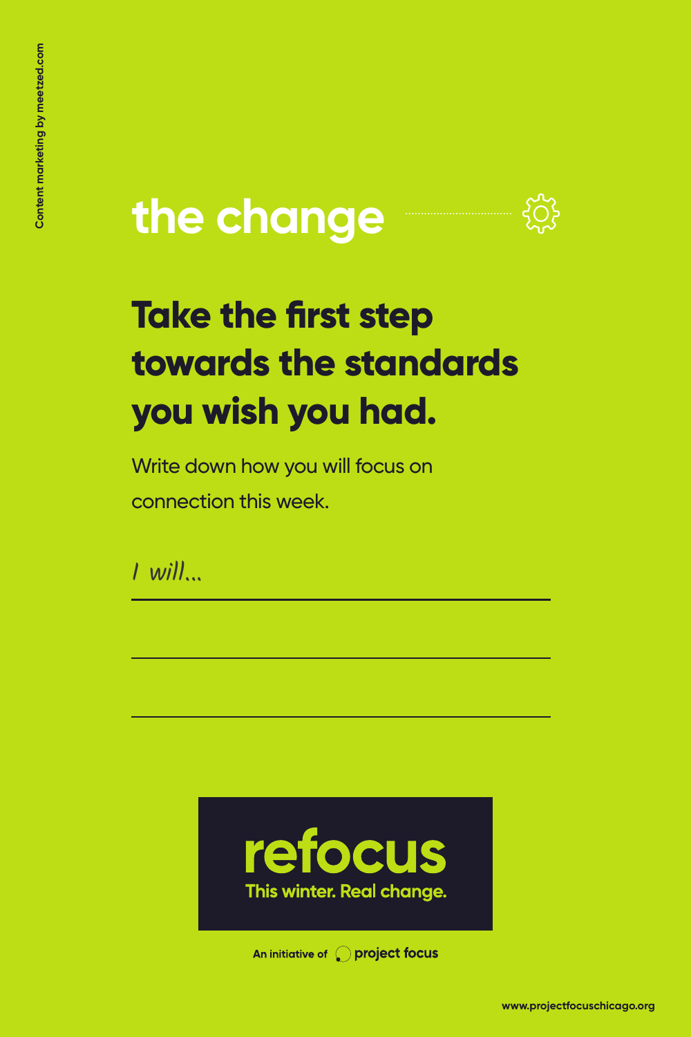Content marketing by meetzed.com

# the change

## Take the first step towards the standards you wish you had.

Write down how you will focus on connection this week.

*I will...*

\_\_\_\_\_\_\_\_\_\_\_\_\_\_\_\_\_\_\_\_\_\_\_\_\_\_\_\_\_\_\_\_\_\_\_\_\_\_\_\_

\_\_\_\_\_\_\_\_\_\_\_\_\_\_\_\_\_\_\_\_\_\_\_\_\_\_\_\_\_\_\_\_\_\_\_\_\_\_\_\_

\_\_\_\_\_\_\_\_\_\_\_\_\_\_\_\_\_\_\_\_\_\_\_\_\_\_\_\_\_\_\_\_\_\_\_\_\_\_\_\_

**refocus**

**This winter. Real change.**

An initiative of **project focus**

www.projectfocuschicago.org